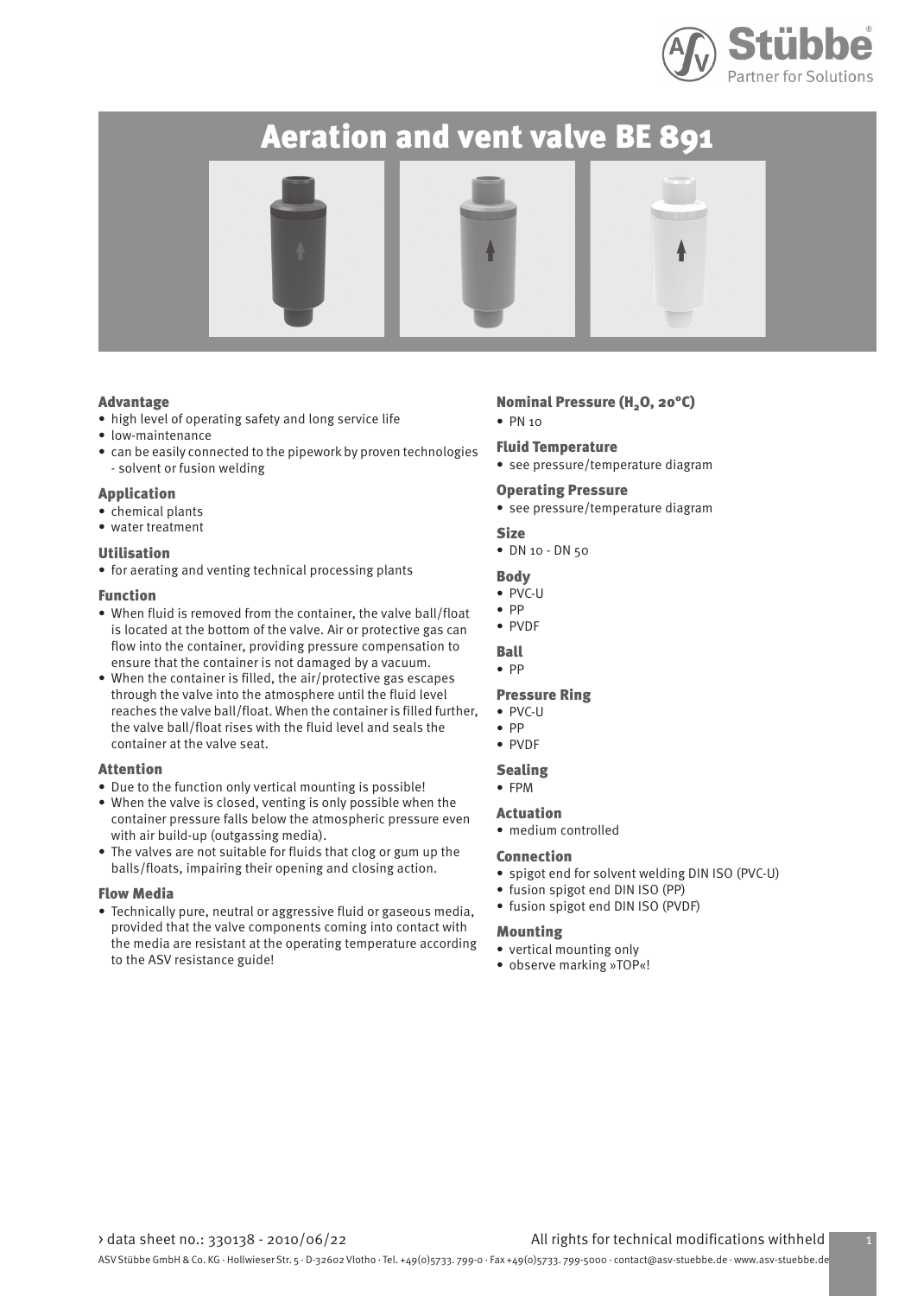# Aeration and vent valve BE 891

### Advantage

- high level of operating safety and long service life
- low-maintenance
- can be easily connected to the pipework by proven technologies - solvent or fusion welding

### Application

- chemical plants
- water treatment

### Utilisation

- for aerating and venting technical processing plants

### Function

- When fluid is removed from the container, the valve ball/float is located at the bottom of the valve. Air or protective gas can flow into the container, providing pressure compensation to ensure that the container is not damaged by a vacuum.
- When the container is filled, the air/protective gas escapes through the valve into the atmosphere until the fluid level reaches the valve ball/float. When the container is filled further, the valve ball/float rises with the fluid level and seals the container at the valve seat.

### Attention

- Due to the function only vertical mounting is possible!
- When the valve is closed, venting is only possible when the container pressure falls below the atmospheric pressure even with air build-up (outgassing media).
- The valves are not suitable for fluids that clog or gum up the balls/floats, impairing their opening and closing action.

### Flow Media

- Technically pure, neutral or aggressive fluid or gaseous media, provided that the valve components coming into contact with the media are resistant at the operating temperature according to the ASV resistance guide!

### Nominal Pressure ($H_2O$, 20°C)

- PN 10

### Fluid Temperature

- see pressure/temperature diagram

### Operating Pressure

- see pressure/temperature diagram

### Size

- DN 10 - DN 50

### Body

- PVC-U
- PP
- PVDF

### Ball

- PP

### Pressure Ring

- PVC-U
- PP
- PVDF

### Sealing

- FPM

### Actuation

- medium controlled

### Connection

- spigot end for solvent welding DIN ISO (PVC-U)
- fusion spigot end DIN ISO (PP)
- fusion spigot end DIN ISO (PVDF)

### Mounting

- vertical mounting only
- observe marking »TOP«!

› data sheet no.: 330138 - 2010/06/22 All rights for technical modifications withheld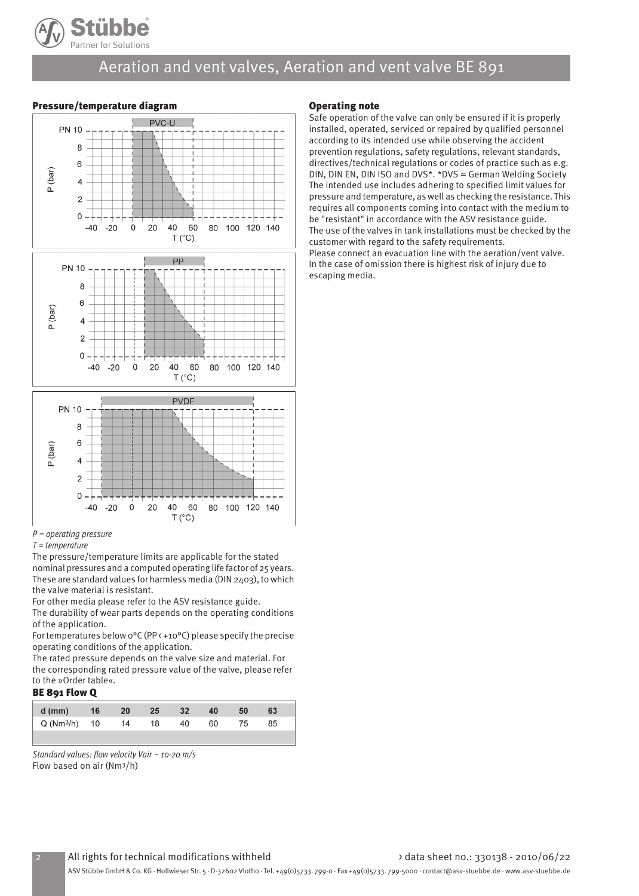## Pressure/temperature diagram

*P = operating pressure*
*T = temperature*

The pressure/temperature limits are applicable for the stated nominal pressures and a computed operating life factor of 25 years. These are standard values for harmless media (DIN 2403), to which the valve material is resistant.

For other media please refer to the ASV resistance guide.

The durability of wear parts depends on the operating conditions of the application.

For temperatures below 0°C (PP < +10°C) please specify the precise operating conditions of the application.

The rated pressure depends on the valve size and material. For the corresponding rated pressure value of the valve, please refer to the »Order table«.

## BE 891 Flow Q

| d (mm) | 16 | 20 | 25 | 32 | 40 | 50 | 63 |
|---|---|---|---|---|---|---|---|
| Q ($Nm^3/h$) | 10 | 14 | 18 | 40 | 60 | 75 | 85 |

*Standard values: flow velocity Vair ~ 10-20 m/s*
Flow based on air ($Nm^3/h$)

## Operating note

Safe operation of the valve can only be ensured if it is properly installed, operated, serviced or repaired by qualified personnel according to its intended use while observing the accident prevention regulations, safety regulations, relevant standards, directives/technical regulations or codes of practice such as e.g. DIN, DIN EN, DIN ISO and DVS*. *DVS = German Welding Society

The intended use includes adhering to specified limit values for pressure and temperature, as well as checking the resistance. This requires all components coming into contact with the medium to be "resistant" in accordance with the ASV resistance guide.

The use of the valves in tank installations must be checked by the customer with regard to the safety requirements.

Please connect an evacuation line with the aeration/vent valve. In the case of omission there is highest risk of injury due to escaping media.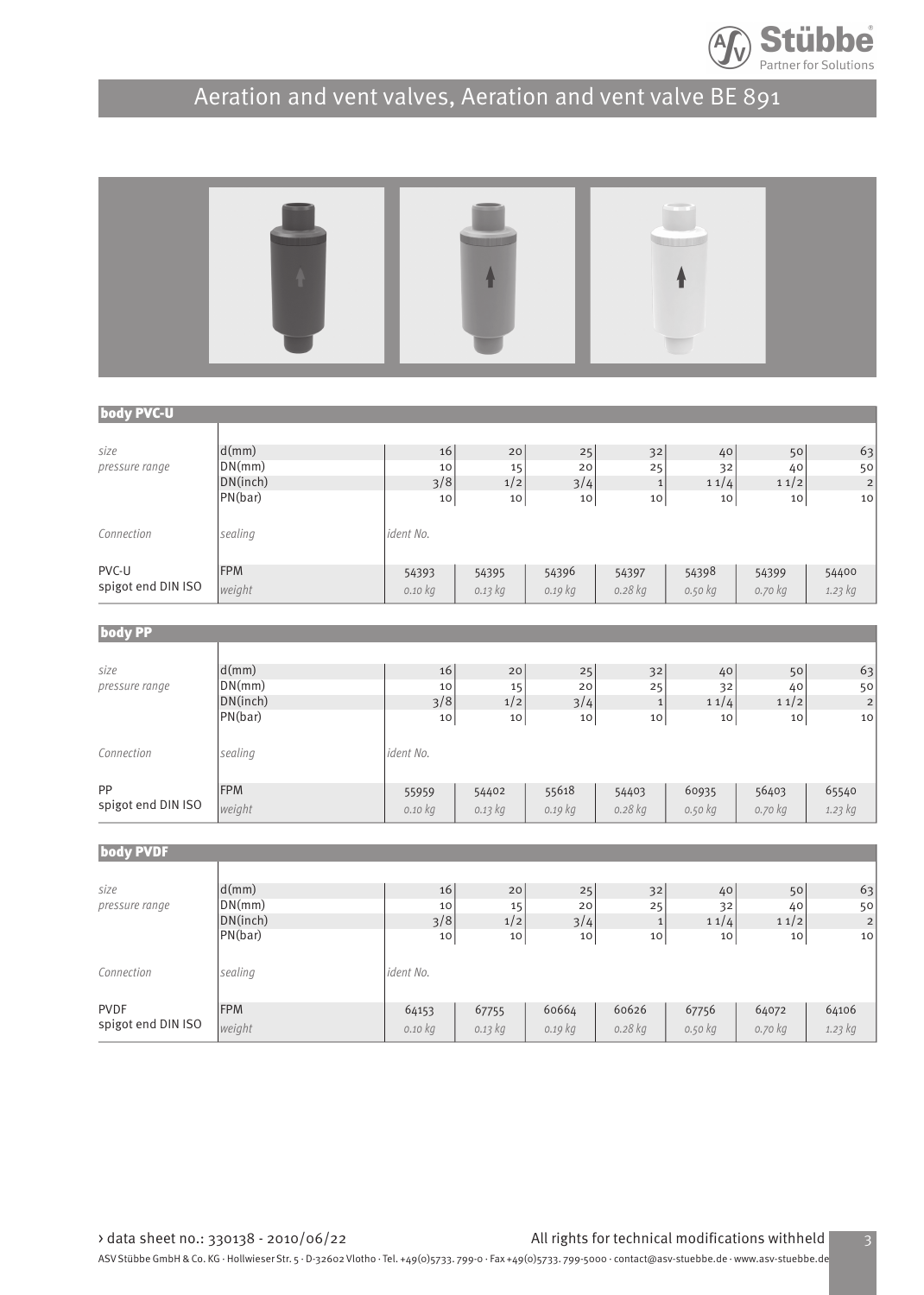# Aeration and vent valves, Aeration and vent valve BE 891

## body PVC-U

| | | | | | | | | |
|---|---|---|---|---|---|---|---|---|
| *size* | d(mm) | 16 | 20 | 25 | 32 | 40 | 50 | 63 |
| *pressure range* | DN(mm) | 10 | 15 | 20 | 25 | 32 | 40 | 50 |
| | DN(inch) | 3/8 | 1/2 | 3/4 | 1 | 1 1/4 | 1 1/2 | 2 |
| | PN(bar) | 10 | 10 | 10 | 10 | 10 | 10 | 10 |
| *Connection* | *sealing* | *ident No.* | | | | | | |
| PVC-U spigot end DIN ISO | FPM | 54393 | 54395 | 54396 | 54397 | 54398 | 54399 | 54400 |
| | *weight* | *0.10 kg* | *0.13 kg* | *0.19 kg* | *0.28 kg* | *0.50 kg* | *0.70 kg* | *1.23 kg* |

## body PP

| | | | | | | | | |
|---|---|---|---|---|---|---|---|---|
| *size* | d(mm) | 16 | 20 | 25 | 32 | 40 | 50 | 63 |
| *pressure range* | DN(mm) | 10 | 15 | 20 | 25 | 32 | 40 | 50 |
| | DN(inch) | 3/8 | 1/2 | 3/4 | 1 | 1 1/4 | 1 1/2 | 2 |
| | PN(bar) | 10 | 10 | 10 | 10 | 10 | 10 | 10 |
| *Connection* | *sealing* | *ident No.* | | | | | | |
| PP spigot end DIN ISO | FPM | 55959 | 54402 | 55618 | 54403 | 60935 | 56403 | 65540 |
| | *weight* | *0.10 kg* | *0.13 kg* | *0.19 kg* | *0.28 kg* | *0.50 kg* | *0.70 kg* | *1.23 kg* |

## body PVDF

| | | | | | | | | |
|---|---|---|---|---|---|---|---|---|
| *size* | d(mm) | 16 | 20 | 25 | 32 | 40 | 50 | 63 |
| *pressure range* | DN(mm) | 10 | 15 | 20 | 25 | 32 | 40 | 50 |
| | DN(inch) | 3/8 | 1/2 | 3/4 | 1 | 1 1/4 | 1 1/2 | 2 |
| | PN(bar) | 10 | 10 | 10 | 10 | 10 | 10 | 10 |
| *Connection* | *sealing* | *ident No.* | | | | | | |
| PVDF spigot end DIN ISO | FPM | 64153 | 67755 | 60664 | 60626 | 67756 | 64072 | 64106 |
| | *weight* | *0.10 kg* | *0.13 kg* | *0.19 kg* | *0.28 kg* | *0.50 kg* | *0.70 kg* | *1.23 kg* |

› data sheet no.: 330138 - 2010/06/22 All rights for technical modifications withheld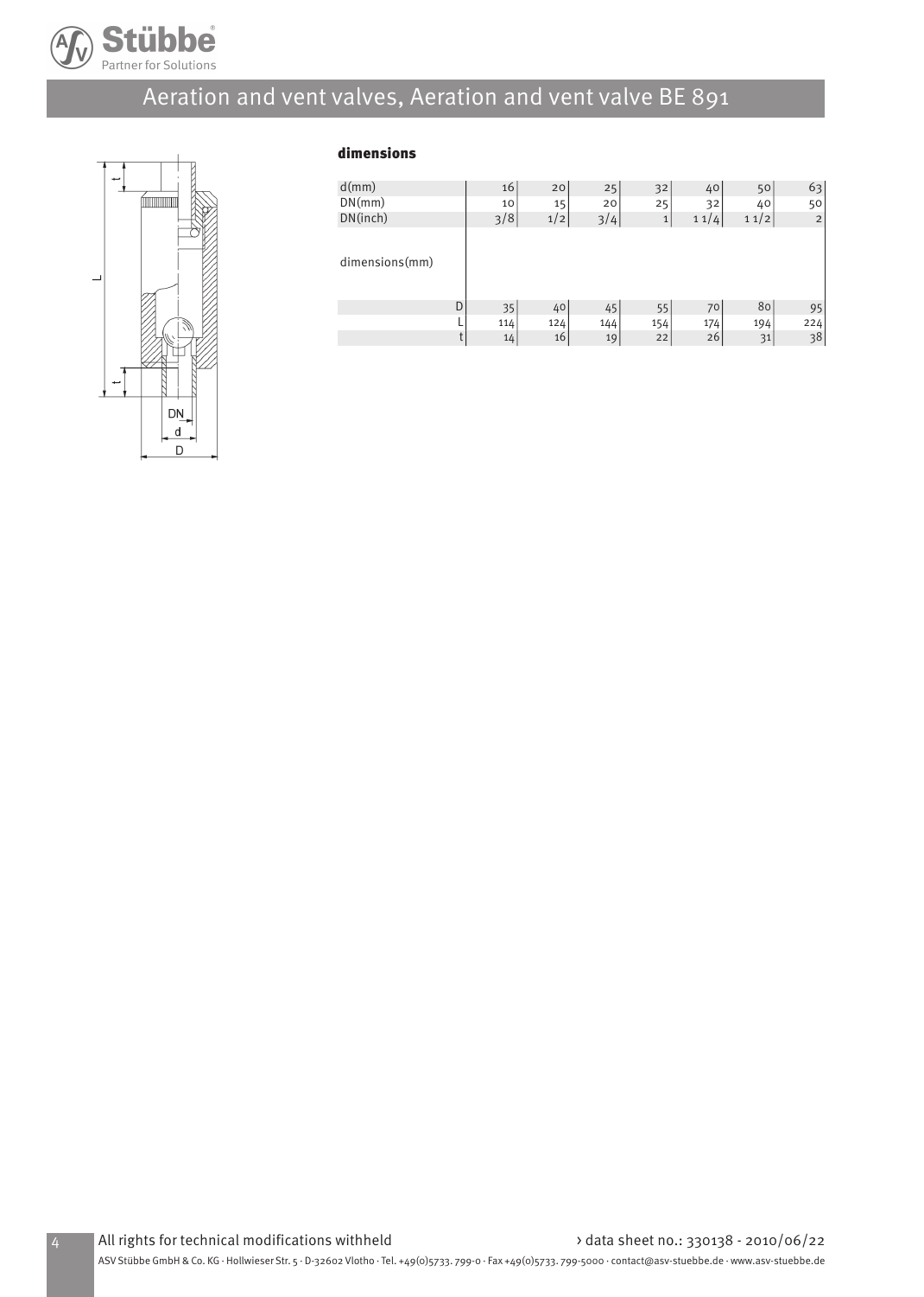# Aeration and vent valves, Aeration and vent valve BE 891

### dimensions

| d(mm) | | 16 | 20 | 25 | 32 | 40 | 50 | 63 |
|---|---|---|---|---|---|---|---|---|
| DN(mm) | | 10 | 15 | 20 | 25 | 32 | 40 | 50 |
| DN(inch) | | 3/8 | 1/2 | 3/4 | 1 | 1 1/4 | 1 1/2 | 2 |
| dimensions(mm) | D | 35 | 40 | 45 | 55 | 70 | 80 | 95 |
| | L | 114 | 124 | 144 | 154 | 174 | 194 | 224 |
| | t | 14 | 16 | 19 | 22 | 26 | 31 | 38 |

All rights for technical modifications withheld › data sheet no.: 330138 - 2010/06/22

ASV Stübbe GmbH & Co. KG · Hollwieser Str. 5 · D-32602 Vlotho · Tel. +49(0)5733. 799-0 · Fax +49(0)5733. 799-5000 · contact@asv-stuebbe.de · www.asv-stuebbe.de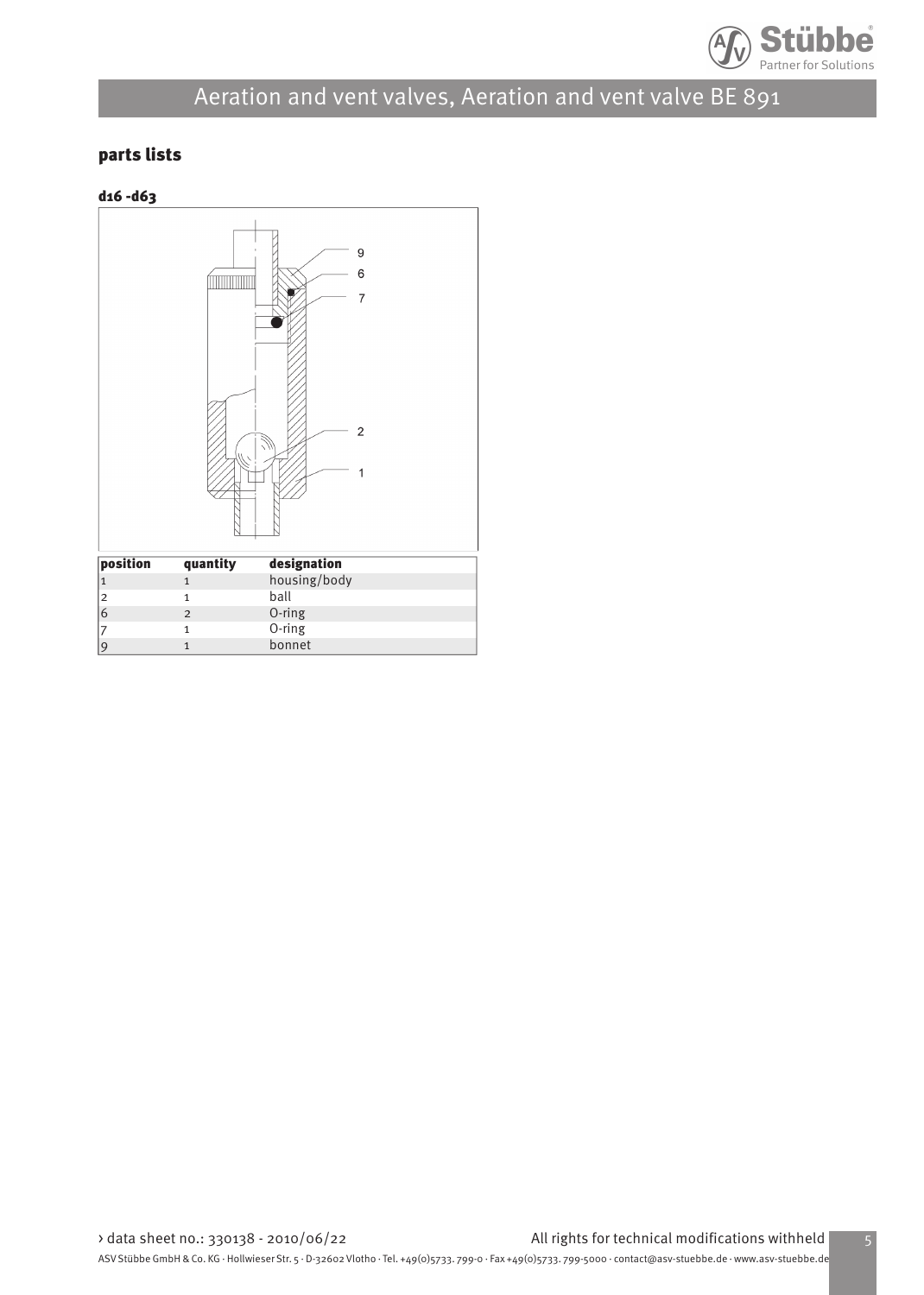## parts lists

### d16 -d63

| position | quantity | designation |
| --- | --- | --- |
| 1 | 1 | housing/body |
| 2 | 1 | ball |
| 6 | 2 | O-ring |
| 7 | 1 | O-ring |
| 9 | 1 | bonnet |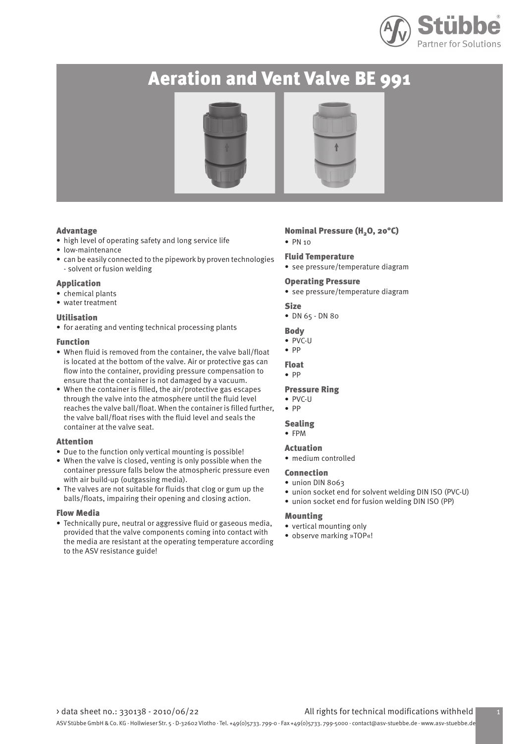# Aeration and Vent Valve BE 991

### Advantage

- high level of operating safety and long service life
- low-maintenance
- can be easily connected to the pipework by proven technologies - solvent or fusion welding

### Application

- chemical plants
- water treatment

### Utilisation

- for aerating and venting technical processing plants

### Function

- When fluid is removed from the container, the valve ball/float is located at the bottom of the valve. Air or protective gas can flow into the container, providing pressure compensation to ensure that the container is not damaged by a vacuum.
- When the container is filled, the air/protective gas escapes through the valve into the atmosphere until the fluid level reaches the valve ball/float. When the container is filled further, the valve ball/float rises with the fluid level and seals the container at the valve seat.

### Attention

- Due to the function only vertical mounting is possible!
- When the valve is closed, venting is only possible when the container pressure falls below the atmospheric pressure even with air build-up (outgassing media).
- The valves are not suitable for fluids that clog or gum up the balls/floats, impairing their opening and closing action.

### Flow Media

- Technically pure, neutral or aggressive fluid or gaseous media, provided that the valve components coming into contact with the media are resistant at the operating temperature according to the ASV resistance guide!

### Nominal Pressure ($H_2O$, 20°C)

- PN 10

### Fluid Temperature

- see pressure/temperature diagram

### Operating Pressure

- see pressure/temperature diagram

### Size

- DN 65 - DN 80

### Body

- PVC-U
- PP

### Float

- PP

### Pressure Ring

- PVC-U
- PP

### Sealing

- FPM

### Actuation

- medium controlled

### Connection

- union DIN 8063
- union socket end for solvent welding DIN ISO (PVC-U)
- union socket end for fusion welding DIN ISO (PP)

### Mounting

- vertical mounting only
- observe marking »TOP«!

› data sheet no.: 330138 - 2010/06/22 All rights for technical modifications withheld

ASV Stübbe GmbH & Co. KG · Hollwieser Str. 5 · D-32602 Vlotho · Tel. +49(0)5733. 799-0 · Fax +49(0)5733. 799-5000 · contact@asv-stuebbe.de · www.asv-stuebbe.de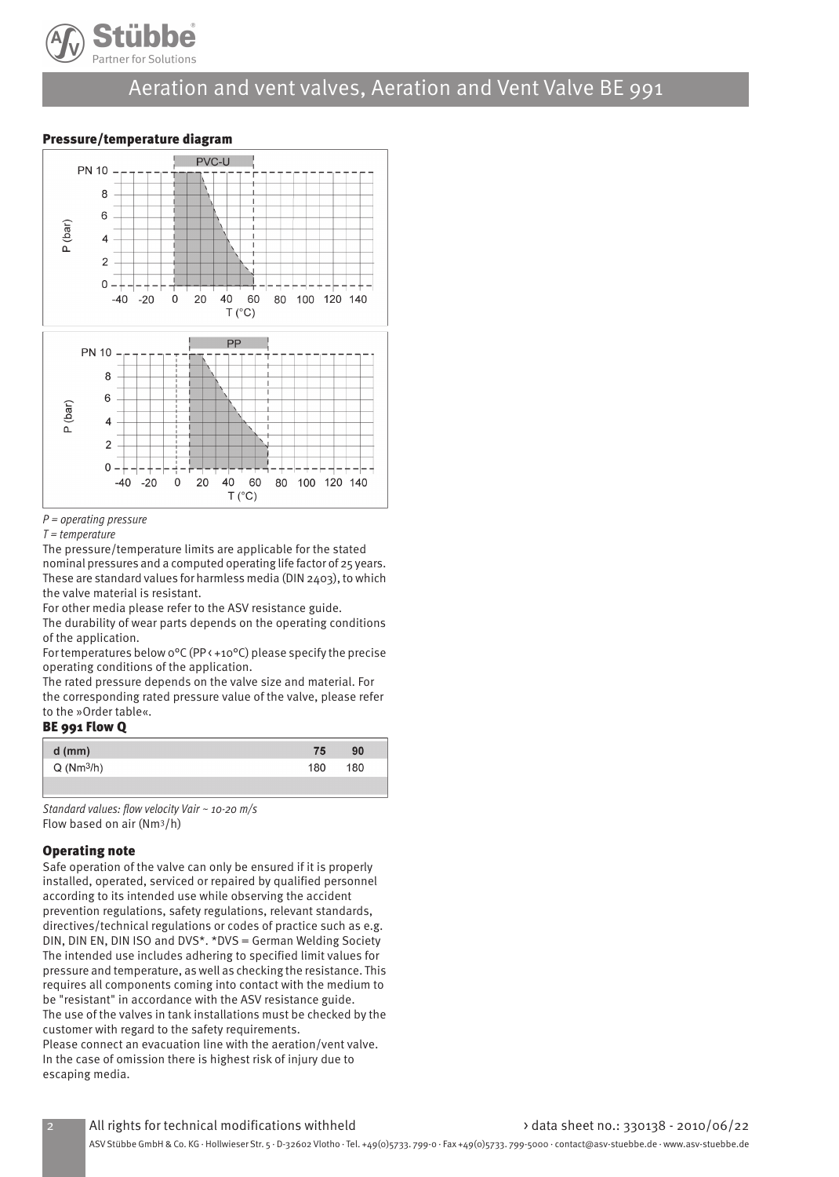# Aeration and vent valves, Aeration and Vent Valve BE 991

### Pressure/temperature diagram

*P = operating pressure*

*T = temperature*

The pressure/temperature limits are applicable for the stated nominal pressures and a computed operating life factor of 25 years. These are standard values for harmless media (DIN 2403), to which the valve material is resistant.

For other media please refer to the ASV resistance guide.

The durability of wear parts depends on the operating conditions of the application.

For temperatures below 0°C (PP < +10°C) please specify the precise operating conditions of the application.

The rated pressure depends on the valve size and material. For the corresponding rated pressure value of the valve, please refer to the »Order table«.

### BE 991 Flow Q

| d (mm) | 75 | 90 |
|---|---|---|
| Q ($Nm^3/h$) | 180 | 180 |

*Standard values: flow velocity Vair ~ 10-20 m/s*

Flow based on air ($Nm^3/h$)

### Operating note

Safe operation of the valve can only be ensured if it is properly installed, operated, serviced or repaired by qualified personnel according to its intended use while observing the accident prevention regulations, safety regulations, relevant standards, directives/technical regulations or codes of practice such as e.g. DIN, DIN EN, DIN ISO and DVS*. *DVS = German Welding Society

The intended use includes adhering to specified limit values for pressure and temperature, as well as checking the resistance. This requires all components coming into contact with the medium to be "resistant" in accordance with the ASV resistance guide.

The use of the valves in tank installations must be checked by the customer with regard to the safety requirements.

Please connect an evacuation line with the aeration/vent valve. In the case of omission there is highest risk of injury due to escaping media.

All rights for technical modifications withheld

› data sheet no.: 330138 - 2010/06/22

ASV Stübbe GmbH & Co. KG · Hollwieser Str. 5 · D-32602 Vlotho · Tel. +49(0)5733. 799-0 · Fax +49(0)5733. 799-5000 · contact@asv-stuebbe.de · www.asv-stuebbe.de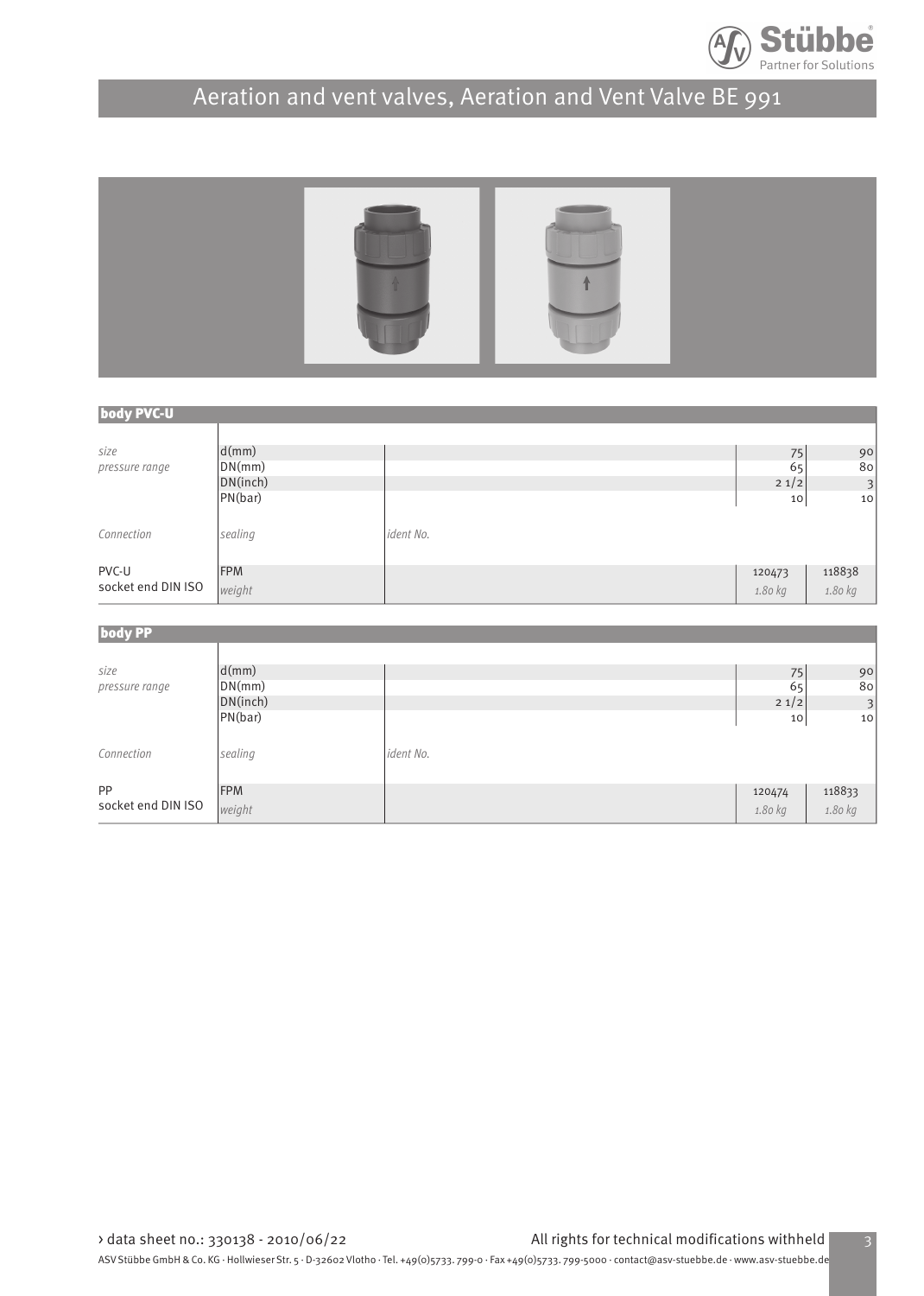# Aeration and vent valves, Aeration and Vent Valve BE 991

## body PVC-U

| | | | | |
|---|---|---|---|---|
| *size* | d(mm) | | 75 | 90 |
| *pressure range* | DN(mm) | | 65 | 80 |
| | DN(inch) | | 2 1/2 | 3 |
| | PN(bar) | | 10 | 10 |
| *Connection* | *sealing* | *ident No.* | | |
| PVC-U socket end DIN ISO | FPM | | 120473 | 118838 |
| | *weight* | | *1.80 kg* | *1.80 kg* |

## body PP

| | | | | |
|---|---|---|---|---|
| *size* | d(mm) | | 75 | 90 |
| *pressure range* | DN(mm) | | 65 | 80 |
| | DN(inch) | | 2 1/2 | 3 |
| | PN(bar) | | 10 | 10 |
| *Connection* | *sealing* | *ident No.* | | |
| PP socket end DIN ISO | FPM | | 120474 | 118833 |
| | *weight* | | *1.80 kg* | *1.80 kg* |

› data sheet no.: 330138 - 2010/06/22 All rights for technical modifications withheld

ASV Stübbe GmbH & Co. KG · Hollwieser Str. 5 · D-32602 Vlotho · Tel. +49(0)5733. 799-0 · Fax +49(0)5733. 799-5000 · contact@asv-stuebbe.de · www.asv-stuebbe.de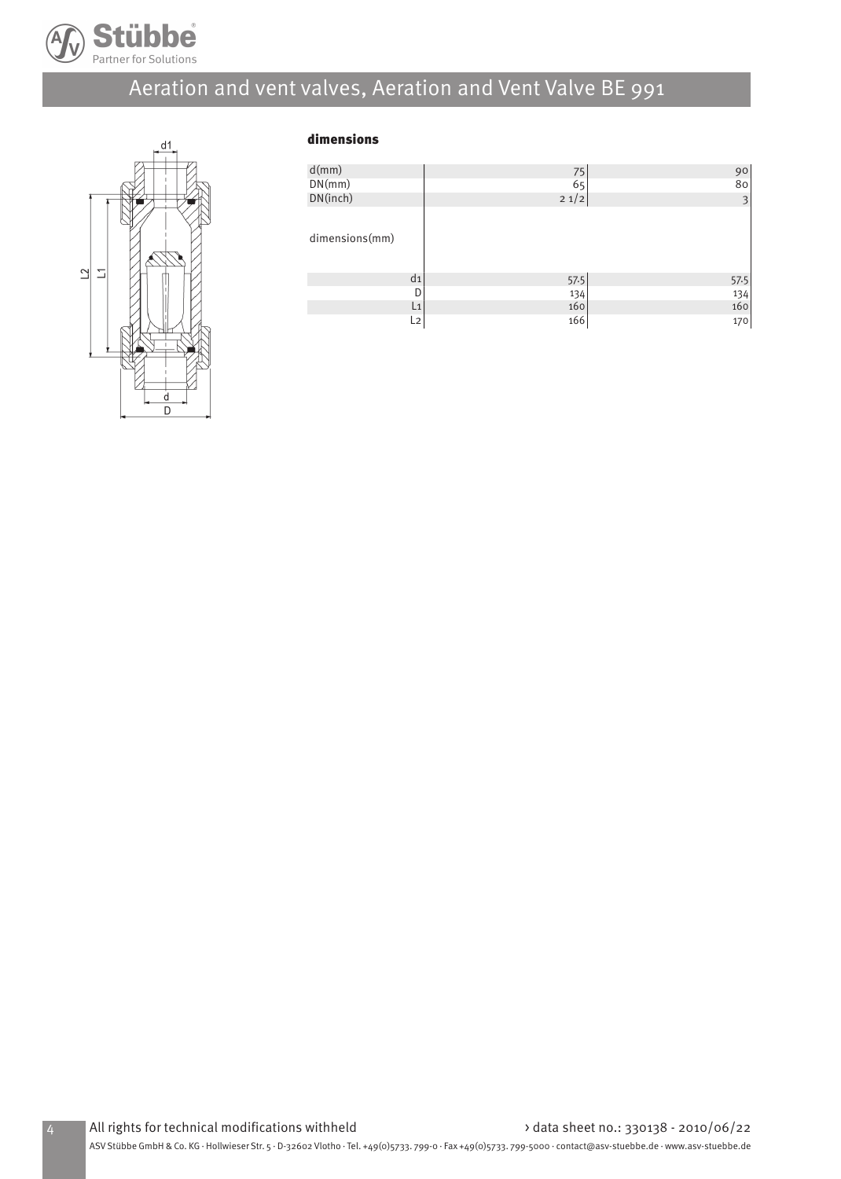# Aeration and vent valves, Aeration and Vent Valve BE 991

### dimensions

| d(mm) | 75 | 90 |
|---|---|---|
| DN(mm) | 65 | 80 |
| DN(inch) | 2 1/2 | 3 |
| dimensions(mm) | | |
| d1 | 57.5 | 57.5 |
| D | 134 | 134 |
| L1 | 160 | 160 |
| L2 | 166 | 170 |

All rights for technical modifications withheld

› data sheet no.: 330138 - 2010/06/22

ASV Stübbe GmbH & Co. KG · Hollwieser Str. 5 · D-32602 Vlotho · Tel. +49(0)5733. 799-0 · Fax +49(0)5733. 799-5000 · contact@asv-stuebbe.de · www.asv-stuebbe.de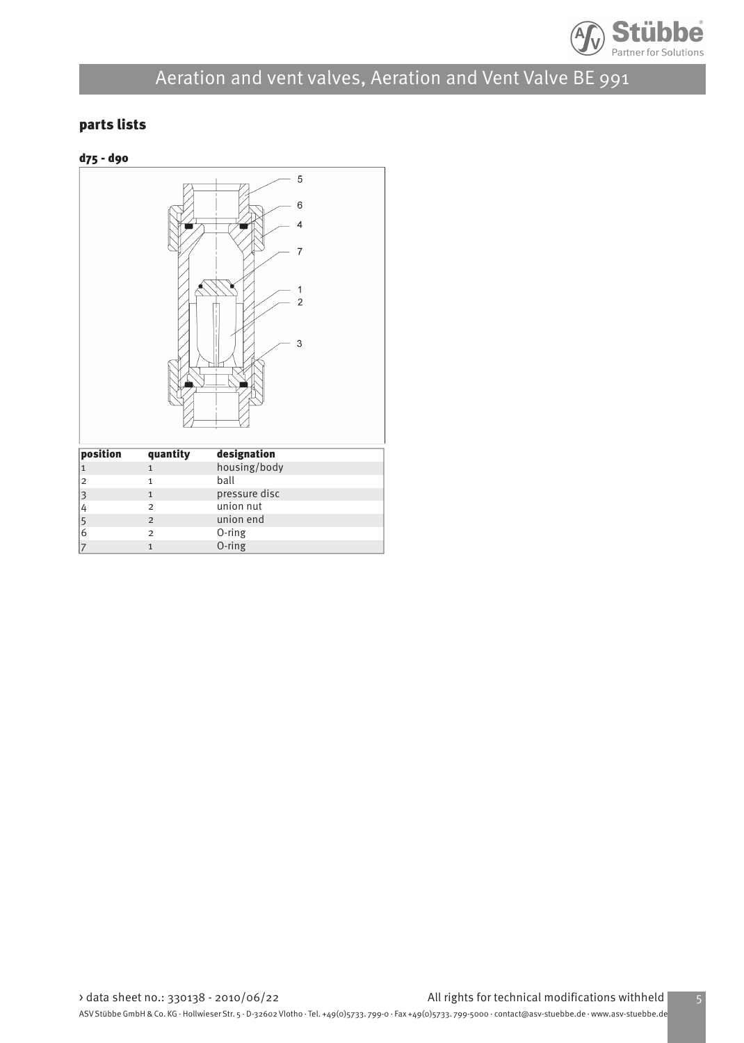## parts lists

### d75 - d90

| position | quantity | designation |
|---|---|---|
| 1 | 1 | housing/body |
| 2 | 1 | ball |
| 3 | 1 | pressure disc |
| 4 | 2 | union nut |
| 5 | 2 | union end |
| 6 | 2 | O-ring |
| 7 | 1 | O-ring |